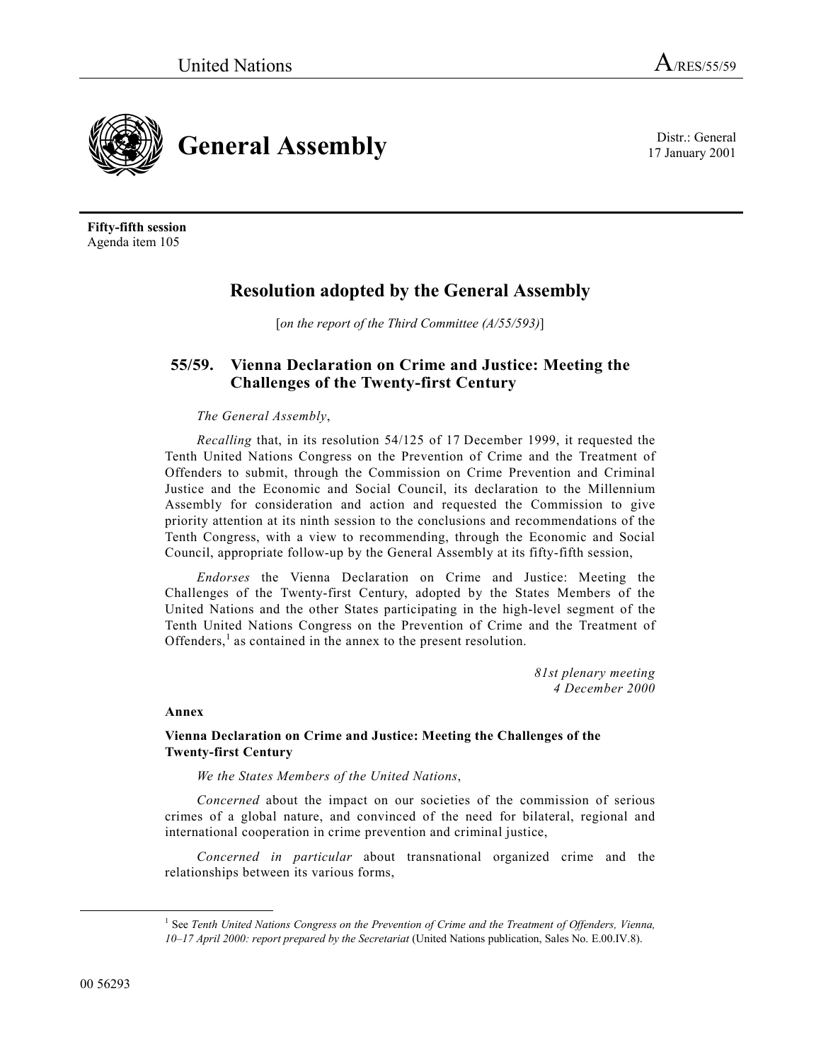United Nations A/RES/55/59

# General Assembly

Distr.: General
17 January 2001

**Fifty-fifth session**
Agenda item 105

## Resolution adopted by the General Assembly

[*on the report of the Third Committee (A/55/593)*]

### 55/59. Vienna Declaration on Crime and Justice: Meeting the Challenges of the Twenty-first Century

*The General Assembly*,

*Recalling* that, in its resolution 54/125 of 17 December 1999, it requested the Tenth United Nations Congress on the Prevention of Crime and the Treatment of Offenders to submit, through the Commission on Crime Prevention and Criminal Justice and the Economic and Social Council, its declaration to the Millennium Assembly for consideration and action and requested the Commission to give priority attention at its ninth session to the conclusions and recommendations of the Tenth Congress, with a view to recommending, through the Economic and Social Council, appropriate follow-up by the General Assembly at its fifty-fifth session,

*Endorses* the Vienna Declaration on Crime and Justice: Meeting the Challenges of the Twenty-first Century, adopted by the States Members of the United Nations and the other States participating in the high-level segment of the Tenth United Nations Congress on the Prevention of Crime and the Treatment of Offenders,[1] as contained in the annex to the present resolution.

*81st plenary meeting*
*4 December 2000*

**Annex**

**Vienna Declaration on Crime and Justice: Meeting the Challenges of the Twenty-first Century**

*We the States Members of the United Nations*,

*Concerned* about the impact on our societies of the commission of serious crimes of a global nature, and convinced of the need for bilateral, regional and international cooperation in crime prevention and criminal justice,

*Concerned in particular* about transnational organized crime and the relationships between its various forms,

---

[1] See *Tenth United Nations Congress on the Prevention of Crime and the Treatment of Offenders, Vienna, 10–17 April 2000: report prepared by the Secretariat* (United Nations publication, Sales No. E.00.IV.8).

00 56293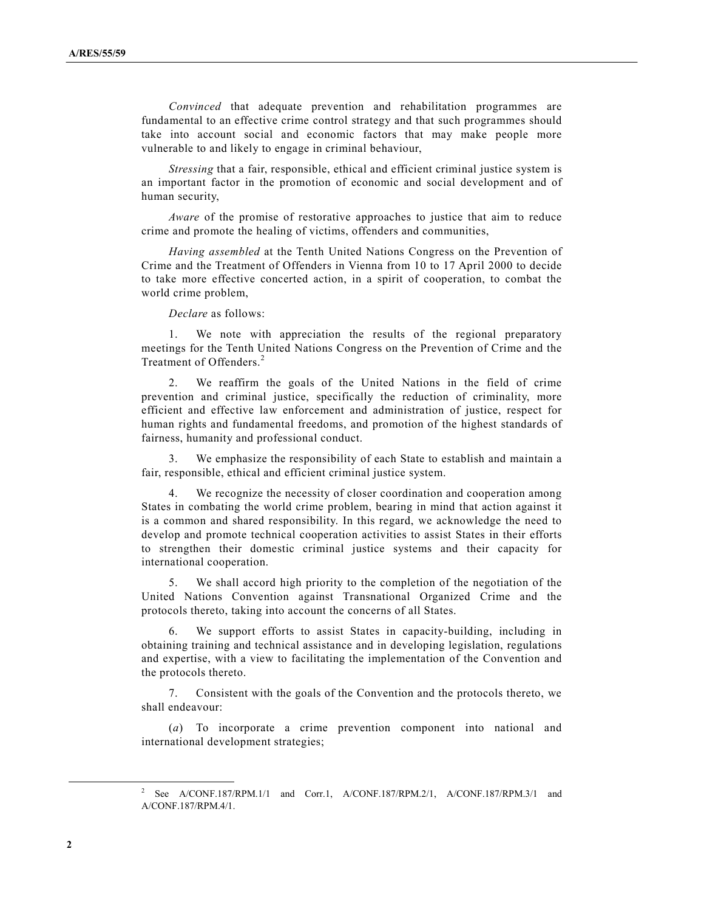*Convinced* that adequate prevention and rehabilitation programmes are fundamental to an effective crime control strategy and that such programmes should take into account social and economic factors that may make people more vulnerable to and likely to engage in criminal behaviour,

*Stressing* that a fair, responsible, ethical and efficient criminal justice system is an important factor in the promotion of economic and social development and of human security,

*Aware* of the promise of restorative approaches to justice that aim to reduce crime and promote the healing of victims, offenders and communities,

*Having assembled* at the Tenth United Nations Congress on the Prevention of Crime and the Treatment of Offenders in Vienna from 10 to 17 April 2000 to decide to take more effective concerted action, in a spirit of cooperation, to combat the world crime problem,

*Declare* as follows:

1. We note with appreciation the results of the regional preparatory meetings for the Tenth United Nations Congress on the Prevention of Crime and the Treatment of Offenders.[2]

2. We reaffirm the goals of the United Nations in the field of crime prevention and criminal justice, specifically the reduction of criminality, more efficient and effective law enforcement and administration of justice, respect for human rights and fundamental freedoms, and promotion of the highest standards of fairness, humanity and professional conduct.

3. We emphasize the responsibility of each State to establish and maintain a fair, responsible, ethical and efficient criminal justice system.

4. We recognize the necessity of closer coordination and cooperation among States in combating the world crime problem, bearing in mind that action against it is a common and shared responsibility. In this regard, we acknowledge the need to develop and promote technical cooperation activities to assist States in their efforts to strengthen their domestic criminal justice systems and their capacity for international cooperation.

5. We shall accord high priority to the completion of the negotiation of the United Nations Convention against Transnational Organized Crime and the protocols thereto, taking into account the concerns of all States.

6. We support efforts to assist States in capacity-building, including in obtaining training and technical assistance and in developing legislation, regulations and expertise, with a view to facilitating the implementation of the Convention and the protocols thereto.

7. Consistent with the goals of the Convention and the protocols thereto, we shall endeavour:

(*a*) To incorporate a crime prevention component into national and international development strategies;

---

[2] See A/CONF.187/RPM.1/1 and Corr.1, A/CONF.187/RPM.2/1, A/CONF.187/RPM.3/1 and A/CONF.187/RPM.4/1.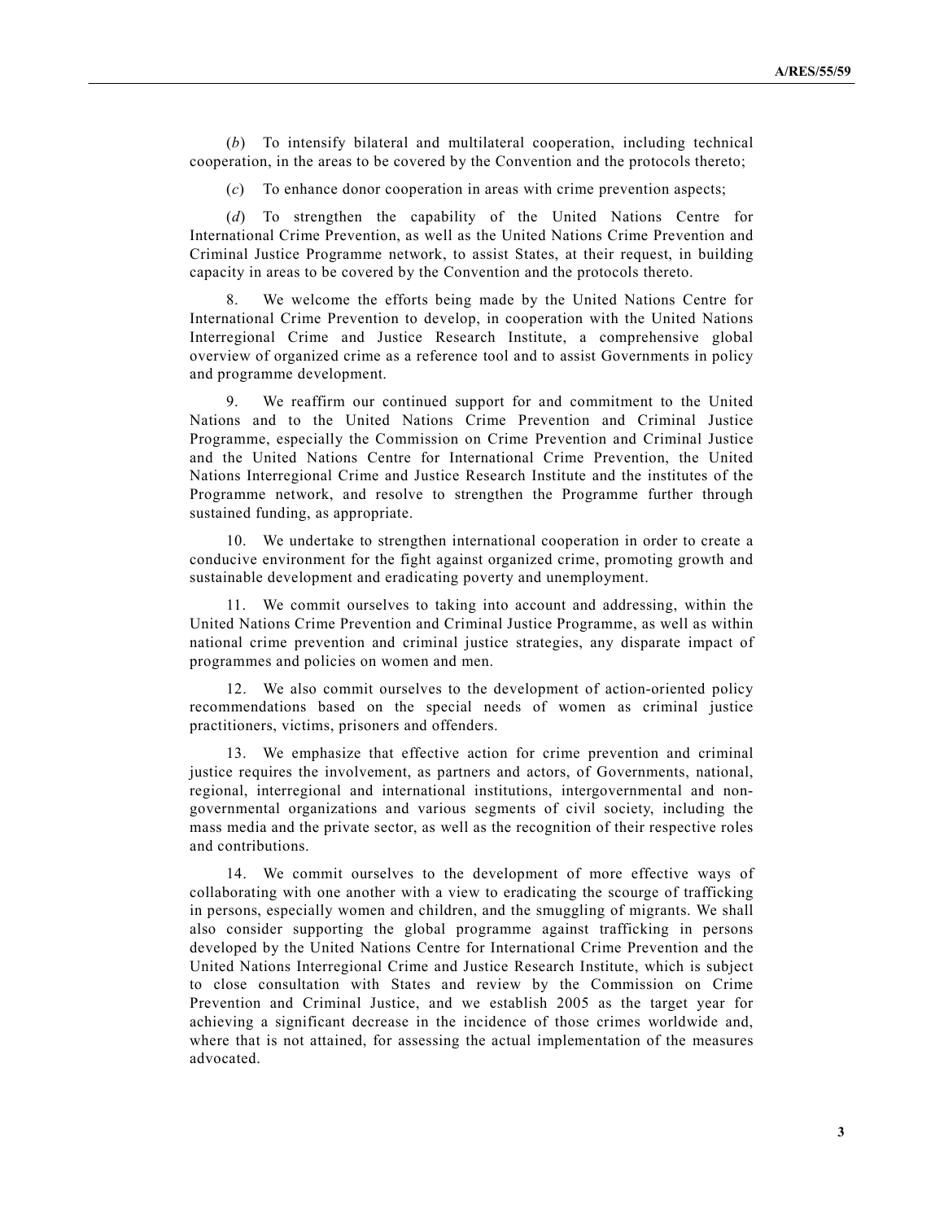(*b*) To intensify bilateral and multilateral cooperation, including technical cooperation, in the areas to be covered by the Convention and the protocols thereto;

(*c*) To enhance donor cooperation in areas with crime prevention aspects;

(*d*) To strengthen the capability of the United Nations Centre for International Crime Prevention, as well as the United Nations Crime Prevention and Criminal Justice Programme network, to assist States, at their request, in building capacity in areas to be covered by the Convention and the protocols thereto.

8. We welcome the efforts being made by the United Nations Centre for International Crime Prevention to develop, in cooperation with the United Nations Interregional Crime and Justice Research Institute, a comprehensive global overview of organized crime as a reference tool and to assist Governments in policy and programme development.

9. We reaffirm our continued support for and commitment to the United Nations and to the United Nations Crime Prevention and Criminal Justice Programme, especially the Commission on Crime Prevention and Criminal Justice and the United Nations Centre for International Crime Prevention, the United Nations Interregional Crime and Justice Research Institute and the institutes of the Programme network, and resolve to strengthen the Programme further through sustained funding, as appropriate.

10. We undertake to strengthen international cooperation in order to create a conducive environment for the fight against organized crime, promoting growth and sustainable development and eradicating poverty and unemployment.

11. We commit ourselves to taking into account and addressing, within the United Nations Crime Prevention and Criminal Justice Programme, as well as within national crime prevention and criminal justice strategies, any disparate impact of programmes and policies on women and men.

12. We also commit ourselves to the development of action-oriented policy recommendations based on the special needs of women as criminal justice practitioners, victims, prisoners and offenders.

13. We emphasize that effective action for crime prevention and criminal justice requires the involvement, as partners and actors, of Governments, national, regional, interregional and international institutions, intergovernmental and non-governmental organizations and various segments of civil society, including the mass media and the private sector, as well as the recognition of their respective roles and contributions.

14. We commit ourselves to the development of more effective ways of collaborating with one another with a view to eradicating the scourge of trafficking in persons, especially women and children, and the smuggling of migrants. We shall also consider supporting the global programme against trafficking in persons developed by the United Nations Centre for International Crime Prevention and the United Nations Interregional Crime and Justice Research Institute, which is subject to close consultation with States and review by the Commission on Crime Prevention and Criminal Justice, and we establish 2005 as the target year for achieving a significant decrease in the incidence of those crimes worldwide and, where that is not attained, for assessing the actual implementation of the measures advocated.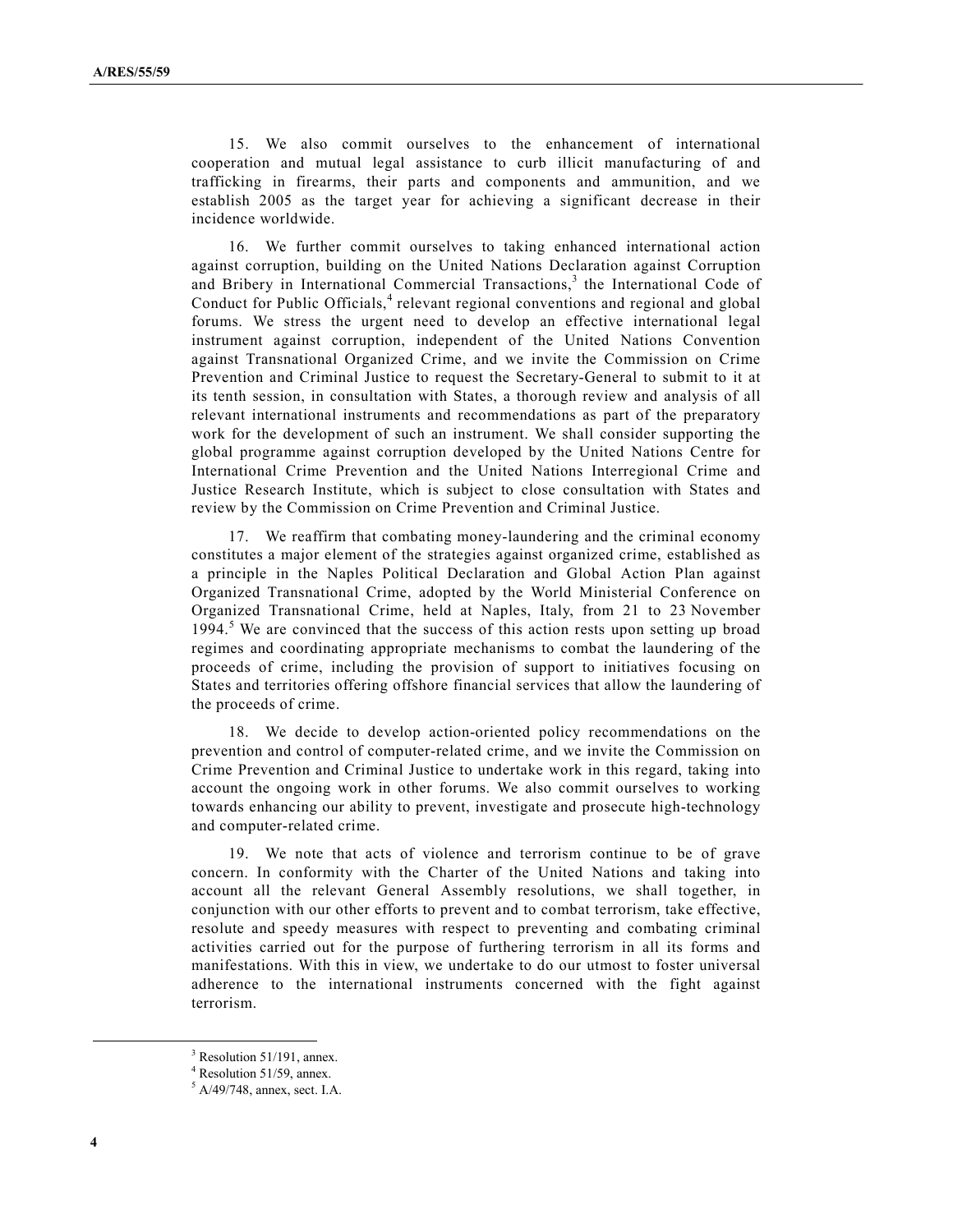15. We also commit ourselves to the enhancement of international cooperation and mutual legal assistance to curb illicit manufacturing of and trafficking in firearms, their parts and components and ammunition, and we establish 2005 as the target year for achieving a significant decrease in their incidence worldwide.

16. We further commit ourselves to taking enhanced international action against corruption, building on the United Nations Declaration against Corruption and Bribery in International Commercial Transactions,[3] the International Code of Conduct for Public Officials,[4] relevant regional conventions and regional and global forums. We stress the urgent need to develop an effective international legal instrument against corruption, independent of the United Nations Convention against Transnational Organized Crime, and we invite the Commission on Crime Prevention and Criminal Justice to request the Secretary-General to submit to it at its tenth session, in consultation with States, a thorough review and analysis of all relevant international instruments and recommendations as part of the preparatory work for the development of such an instrument. We shall consider supporting the global programme against corruption developed by the United Nations Centre for International Crime Prevention and the United Nations Interregional Crime and Justice Research Institute, which is subject to close consultation with States and review by the Commission on Crime Prevention and Criminal Justice.

17. We reaffirm that combating money-laundering and the criminal economy constitutes a major element of the strategies against organized crime, established as a principle in the Naples Political Declaration and Global Action Plan against Organized Transnational Crime, adopted by the World Ministerial Conference on Organized Transnational Crime, held at Naples, Italy, from 21 to 23 November 1994.[5] We are convinced that the success of this action rests upon setting up broad regimes and coordinating appropriate mechanisms to combat the laundering of the proceeds of crime, including the provision of support to initiatives focusing on States and territories offering offshore financial services that allow the laundering of the proceeds of crime.

18. We decide to develop action-oriented policy recommendations on the prevention and control of computer-related crime, and we invite the Commission on Crime Prevention and Criminal Justice to undertake work in this regard, taking into account the ongoing work in other forums. We also commit ourselves to working towards enhancing our ability to prevent, investigate and prosecute high-technology and computer-related crime.

19. We note that acts of violence and terrorism continue to be of grave concern. In conformity with the Charter of the United Nations and taking into account all the relevant General Assembly resolutions, we shall together, in conjunction with our other efforts to prevent and to combat terrorism, take effective, resolute and speedy measures with respect to preventing and combating criminal activities carried out for the purpose of furthering terrorism in all its forms and manifestations. With this in view, we undertake to do our utmost to foster universal adherence to the international instruments concerned with the fight against terrorism.

---

[3] Resolution 51/191, annex.

[4] Resolution 51/59, annex.

[5] A/49/748, annex, sect. I.A.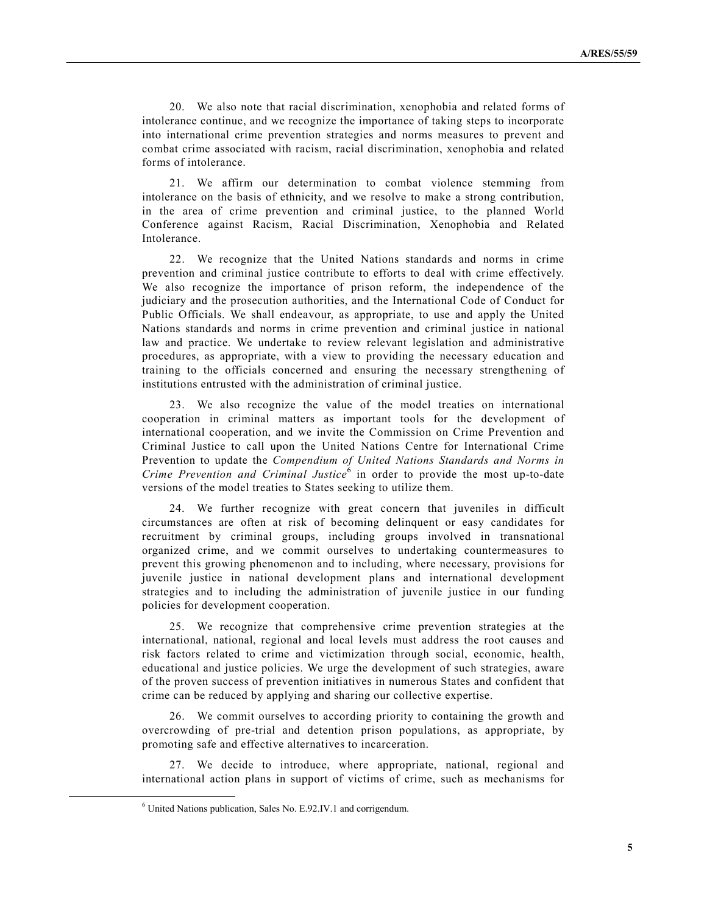20. We also note that racial discrimination, xenophobia and related forms of intolerance continue, and we recognize the importance of taking steps to incorporate into international crime prevention strategies and norms measures to prevent and combat crime associated with racism, racial discrimination, xenophobia and related forms of intolerance.

21. We affirm our determination to combat violence stemming from intolerance on the basis of ethnicity, and we resolve to make a strong contribution, in the area of crime prevention and criminal justice, to the planned World Conference against Racism, Racial Discrimination, Xenophobia and Related Intolerance.

22. We recognize that the United Nations standards and norms in crime prevention and criminal justice contribute to efforts to deal with crime effectively. We also recognize the importance of prison reform, the independence of the judiciary and the prosecution authorities, and the International Code of Conduct for Public Officials. We shall endeavour, as appropriate, to use and apply the United Nations standards and norms in crime prevention and criminal justice in national law and practice. We undertake to review relevant legislation and administrative procedures, as appropriate, with a view to providing the necessary education and training to the officials concerned and ensuring the necessary strengthening of institutions entrusted with the administration of criminal justice.

23. We also recognize the value of the model treaties on international cooperation in criminal matters as important tools for the development of international cooperation, and we invite the Commission on Crime Prevention and Criminal Justice to call upon the United Nations Centre for International Crime Prevention to update the *Compendium of United Nations Standards and Norms in Crime Prevention and Criminal Justice*[6] in order to provide the most up-to-date versions of the model treaties to States seeking to utilize them.

24. We further recognize with great concern that juveniles in difficult circumstances are often at risk of becoming delinquent or easy candidates for recruitment by criminal groups, including groups involved in transnational organized crime, and we commit ourselves to undertaking countermeasures to prevent this growing phenomenon and to including, where necessary, provisions for juvenile justice in national development plans and international development strategies and to including the administration of juvenile justice in our funding policies for development cooperation.

25. We recognize that comprehensive crime prevention strategies at the international, national, regional and local levels must address the root causes and risk factors related to crime and victimization through social, economic, health, educational and justice policies. We urge the development of such strategies, aware of the proven success of prevention initiatives in numerous States and confident that crime can be reduced by applying and sharing our collective expertise.

26. We commit ourselves to according priority to containing the growth and overcrowding of pre-trial and detention prison populations, as appropriate, by promoting safe and effective alternatives to incarceration.

27. We decide to introduce, where appropriate, national, regional and international action plans in support of victims of crime, such as mechanisms for

---

[6] United Nations publication, Sales No. E.92.IV.1 and corrigendum.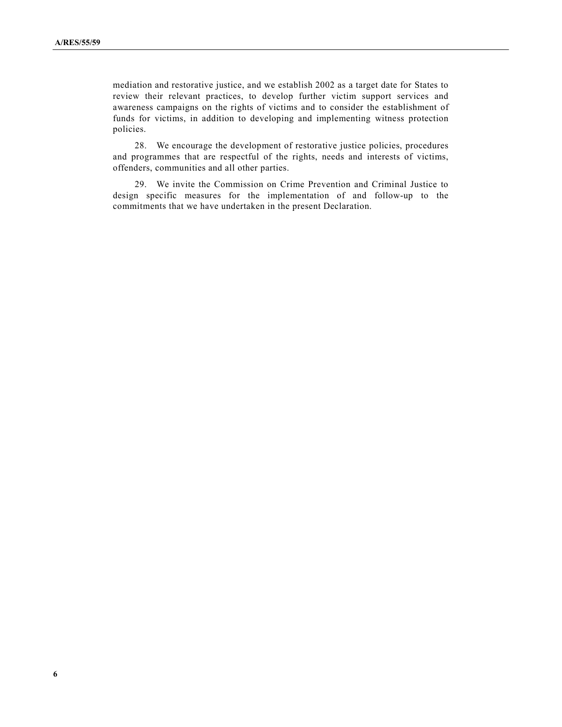mediation and restorative justice, and we establish 2002 as a target date for States to review their relevant practices, to develop further victim support services and awareness campaigns on the rights of victims and to consider the establishment of funds for victims, in addition to developing and implementing witness protection policies.

28. We encourage the development of restorative justice policies, procedures and programmes that are respectful of the rights, needs and interests of victims, offenders, communities and all other parties.

29. We invite the Commission on Crime Prevention and Criminal Justice to design specific measures for the implementation of and follow-up to the commitments that we have undertaken in the present Declaration.